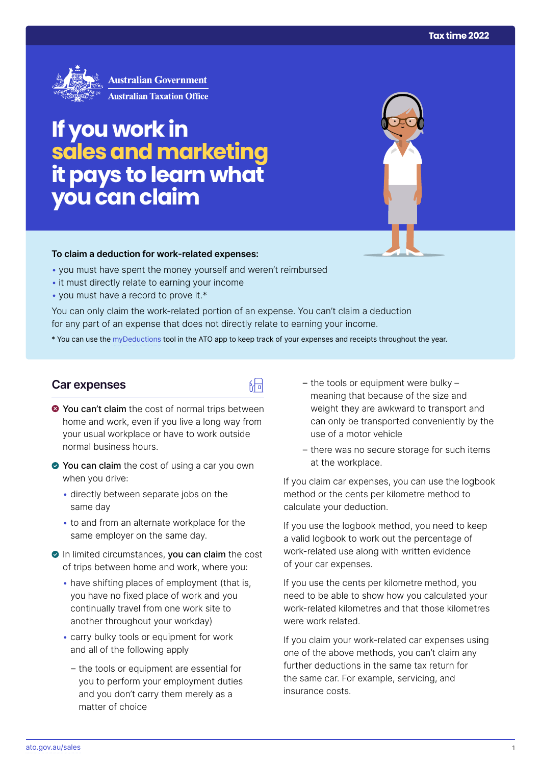Australian Government
Australian Taxation Office

# If you work in sales and marketing it pays to learn what you can claim

**To claim a deduction for work-related expenses:**

- you must have spent the money yourself and weren't reimbursed
- it must directly relate to earning your income
- you must have a record to prove it.*

You can only claim the work-related portion of an expense. You can't claim a deduction for any part of an expense that does not directly relate to earning your income.

* You can use the myDeductions tool in the ATO app to keep track of your expenses and receipts throughout the year.

## Car expenses

- **You can't claim** the cost of normal trips between home and work, even if you live a long way from your usual workplace or have to work outside normal business hours.
- **You can claim** the cost of using a car you own when you drive:
  - directly between separate jobs on the same day
  - to and from an alternate workplace for the same employer on the same day.
- In limited circumstances, **you can claim** the cost of trips between home and work, where you:
  - have shifting places of employment (that is, you have no fixed place of work and you continually travel from one work site to another throughout your workday)
  - carry bulky tools or equipment for work and all of the following apply
    - the tools or equipment are essential for you to perform your employment duties and you don't carry them merely as a matter of choice
    - the tools or equipment were bulky – meaning that because of the size and weight they are awkward to transport and can only be transported conveniently by the use of a motor vehicle
    - there was no secure storage for such items at the workplace.

If you claim car expenses, you can use the logbook method or the cents per kilometre method to calculate your deduction.

If you use the logbook method, you need to keep a valid logbook to work out the percentage of work-related use along with written evidence of your car expenses.

If you use the cents per kilometre method, you need to be able to show how you calculated your work-related kilometres and that those kilometres were work related.

If you claim your work-related car expenses using one of the above methods, you can't claim any further deductions in the same tax return for the same car. For example, servicing, and insurance costs.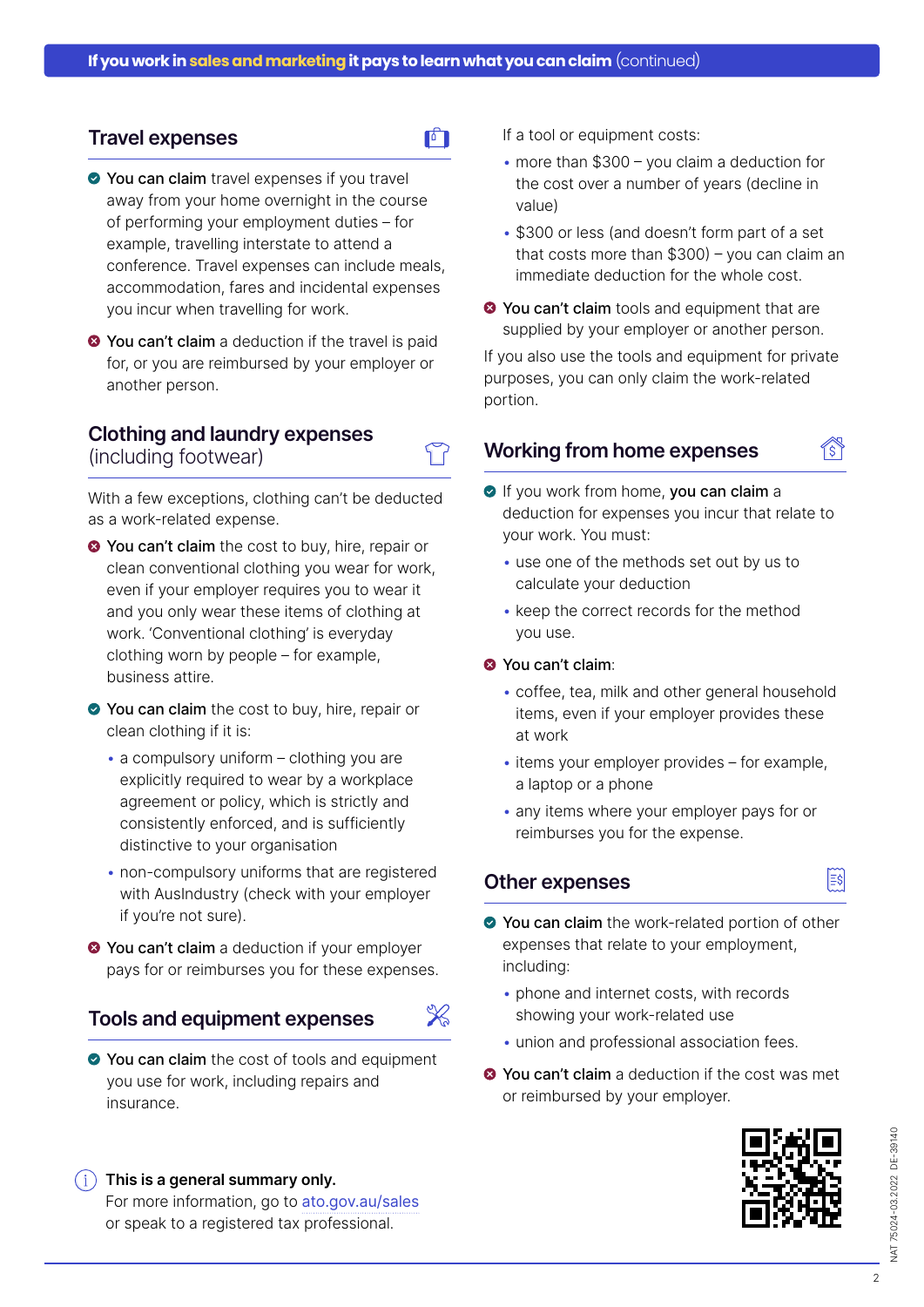**If you work in sales and marketing it pays to learn what you can claim** (continued)

## Travel expenses

- **You can claim** travel expenses if you travel away from your home overnight in the course of performing your employment duties – for example, travelling interstate to attend a conference. Travel expenses can include meals, accommodation, fares and incidental expenses you incur when travelling for work.
- **You can't claim** a deduction if the travel is paid for, or you are reimbursed by your employer or another person.

## Clothing and laundry expenses (including footwear)

With a few exceptions, clothing can't be deducted as a work-related expense.

- **You can't claim** the cost to buy, hire, repair or clean conventional clothing you wear for work, even if your employer requires you to wear it and you only wear these items of clothing at work. 'Conventional clothing' is everyday clothing worn by people – for example, business attire.
- **You can claim** the cost to buy, hire, repair or clean clothing if it is:
  - a compulsory uniform – clothing you are explicitly required to wear by a workplace agreement or policy, which is strictly and consistently enforced, and is sufficiently distinctive to your organisation
  - non-compulsory uniforms that are registered with AusIndustry (check with your employer if you're not sure).
- **You can't claim** a deduction if your employer pays for or reimburses you for these expenses.

## Tools and equipment expenses

- **You can claim** the cost of tools and equipment you use for work, including repairs and insurance.

  If a tool or equipment costs:
  - more than $300 – you claim a deduction for the cost over a number of years (decline in value)
  - $300 or less (and doesn't form part of a set that costs more than $300) – you can claim an immediate deduction for the whole cost.
- **You can't claim** tools and equipment that are supplied by your employer or another person.

If you also use the tools and equipment for private purposes, you can only claim the work-related portion.

## Working from home expenses

- If you work from home, **you can claim** a deduction for expenses you incur that relate to your work. You must:
  - use one of the methods set out by us to calculate your deduction
  - keep the correct records for the method you use.
- **You can't claim**:
  - coffee, tea, milk and other general household items, even if your employer provides these at work
  - items your employer provides – for example, a laptop or a phone
  - any items where your employer pays for or reimburses you for the expense.

## Other expenses

- **You can claim** the work-related portion of other expenses that relate to your employment, including:
  - phone and internet costs, with records showing your work-related use
  - union and professional association fees.
- **You can't claim** a deduction if the cost was met or reimbursed by your employer.

**This is a general summary only.**
For more information, go to ato.gov.au/sales or speak to a registered tax professional.

NAT 75024-03.2022 DE-39140